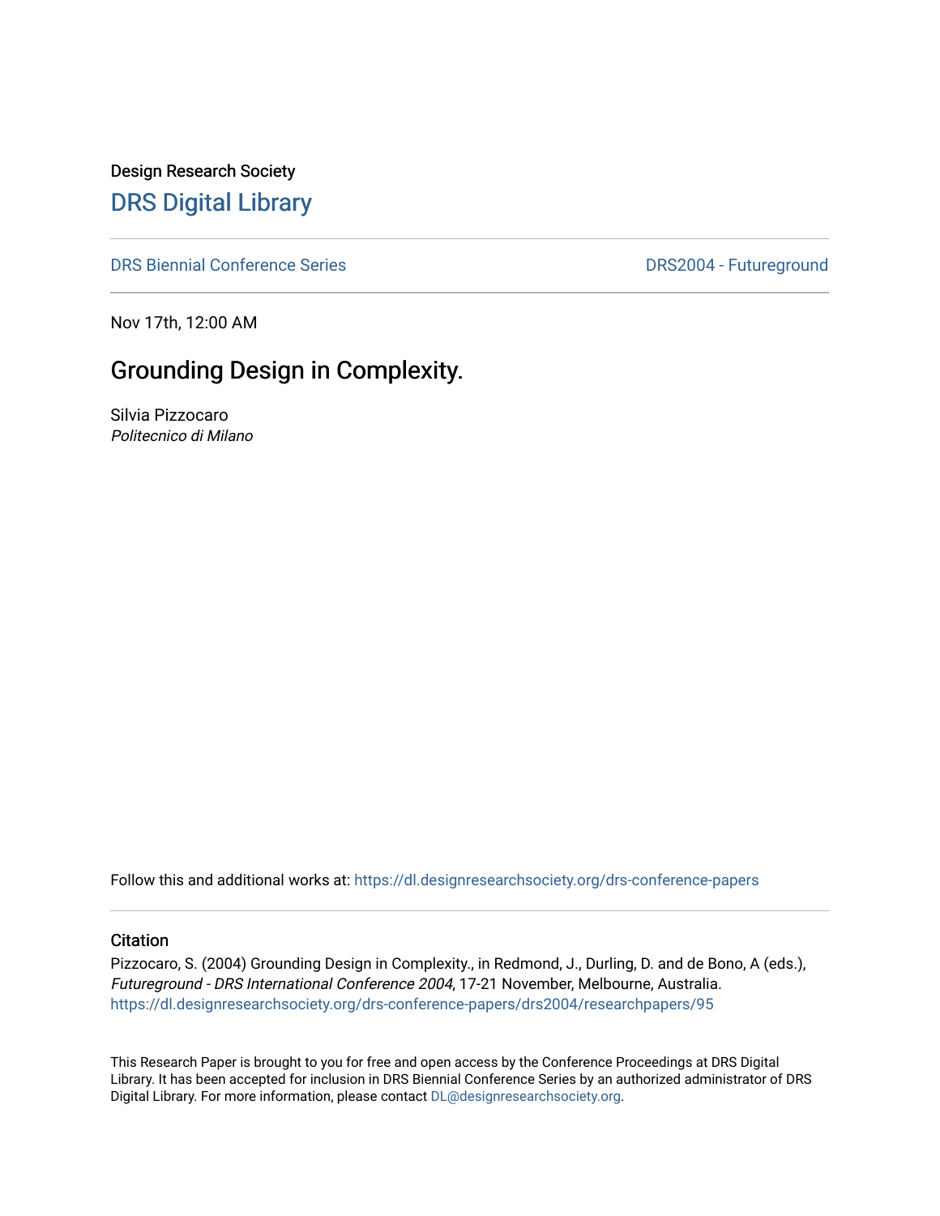Design Research Society

# DRS Digital Library

DRS Biennial Conference Series

DRS2004 - Futureground

Nov 17th, 12:00 AM

## Grounding Design in Complexity.

Silvia Pizzocaro
*Politecnico di Milano*

Follow this and additional works at: https://dl.designresearchsociety.org/drs-conference-papers

### Citation

Pizzocaro, S. (2004) Grounding Design in Complexity., in Redmond, J., Durling, D. and de Bono, A (eds.), *Futureground - DRS International Conference 2004*, 17-21 November, Melbourne, Australia. https://dl.designresearchsociety.org/drs-conference-papers/drs2004/researchpapers/95

This Research Paper is brought to you for free and open access by the Conference Proceedings at DRS Digital Library. It has been accepted for inclusion in DRS Biennial Conference Series by an authorized administrator of DRS Digital Library. For more information, please contact DL@designresearchsociety.org.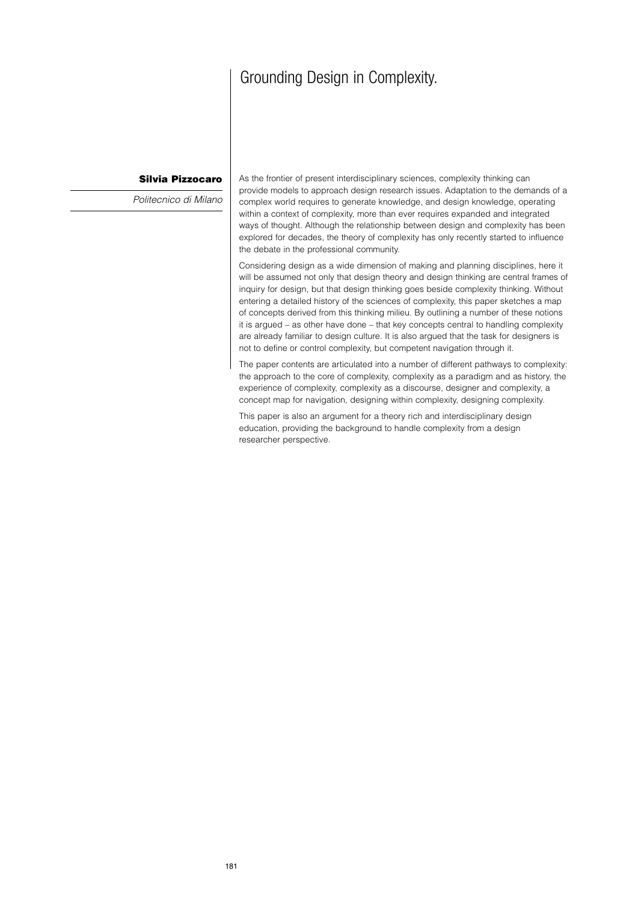# Grounding Design in Complexity.

**Silvia Pizzocaro**

*Politecnico di Milano*

As the frontier of present interdisciplinary sciences, complexity thinking can provide models to approach design research issues. Adaptation to the demands of a complex world requires to generate knowledge, and design knowledge, operating within a context of complexity, more than ever requires expanded and integrated ways of thought. Although the relationship between design and complexity has been explored for decades, the theory of complexity has only recently started to influence the debate in the professional community.

Considering design as a wide dimension of making and planning disciplines, here it will be assumed not only that design theory and design thinking are central frames of inquiry for design, but that design thinking goes beside complexity thinking. Without entering a detailed history of the sciences of complexity, this paper sketches a map of concepts derived from this thinking milieu. By outlining a number of these notions it is argued – as other have done – that key concepts central to handling complexity are already familiar to design culture. It is also argued that the task for designers is not to define or control complexity, but competent navigation through it.

The paper contents are articulated into a number of different pathways to complexity: the approach to the core of complexity, complexity as a paradigm and as history, the experience of complexity, complexity as a discourse, designer and complexity, a concept map for navigation, designing within complexity, designing complexity.

This paper is also an argument for a theory rich and interdisciplinary design education, providing the background to handle complexity from a design researcher perspective.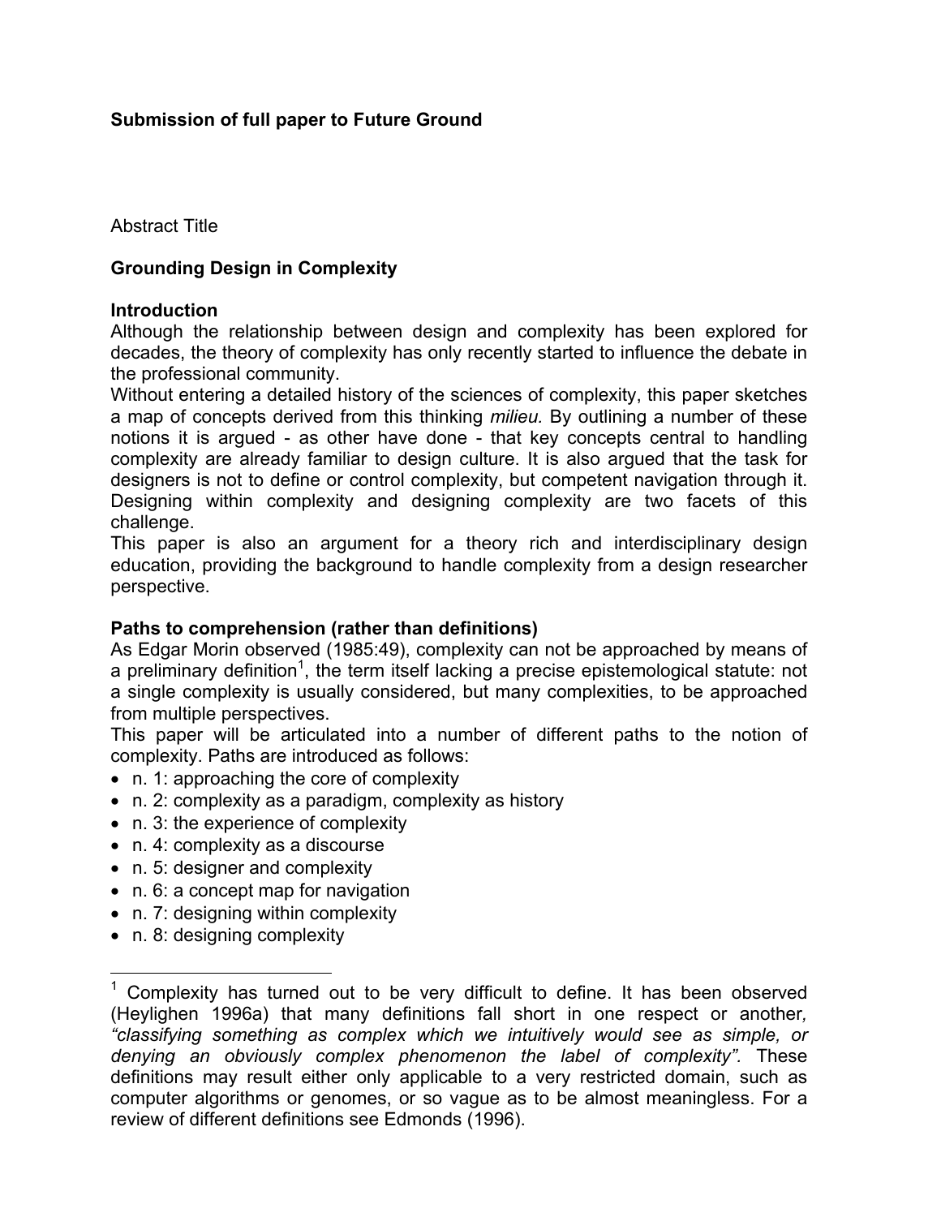**Submission of full paper to Future Ground**

Abstract Title

**Grounding Design in Complexity**

**Introduction**

Although the relationship between design and complexity has been explored for decades, the theory of complexity has only recently started to influence the debate in the professional community.

Without entering a detailed history of the sciences of complexity, this paper sketches a map of concepts derived from this thinking *milieu.* By outlining a number of these notions it is argued - as other have done - that key concepts central to handling complexity are already familiar to design culture. It is also argued that the task for designers is not to define or control complexity, but competent navigation through it. Designing within complexity and designing complexity are two facets of this challenge.

This paper is also an argument for a theory rich and interdisciplinary design education, providing the background to handle complexity from a design researcher perspective.

**Paths to comprehension (rather than definitions)**

As Edgar Morin observed (1985:49), complexity can not be approached by means of a preliminary definition[1], the term itself lacking a precise epistemological statute: not a single complexity is usually considered, but many complexities, to be approached from multiple perspectives.

This paper will be articulated into a number of different paths to the notion of complexity. Paths are introduced as follows:

- n. 1: approaching the core of complexity
- n. 2: complexity as a paradigm, complexity as history
- n. 3: the experience of complexity
- n. 4: complexity as a discourse
- n. 5: designer and complexity
- n. 6: a concept map for navigation
- n. 7: designing within complexity
- n. 8: designing complexity

---

[1] Complexity has turned out to be very difficult to define. It has been observed (Heylighen 1996a) that many definitions fall short in one respect or another*, "classifying something as complex which we intuitively would see as simple, or denying an obviously complex phenomenon the label of complexity".* These definitions may result either only applicable to a very restricted domain, such as computer algorithms or genomes, or so vague as to be almost meaningless. For a review of different definitions see Edmonds (1996).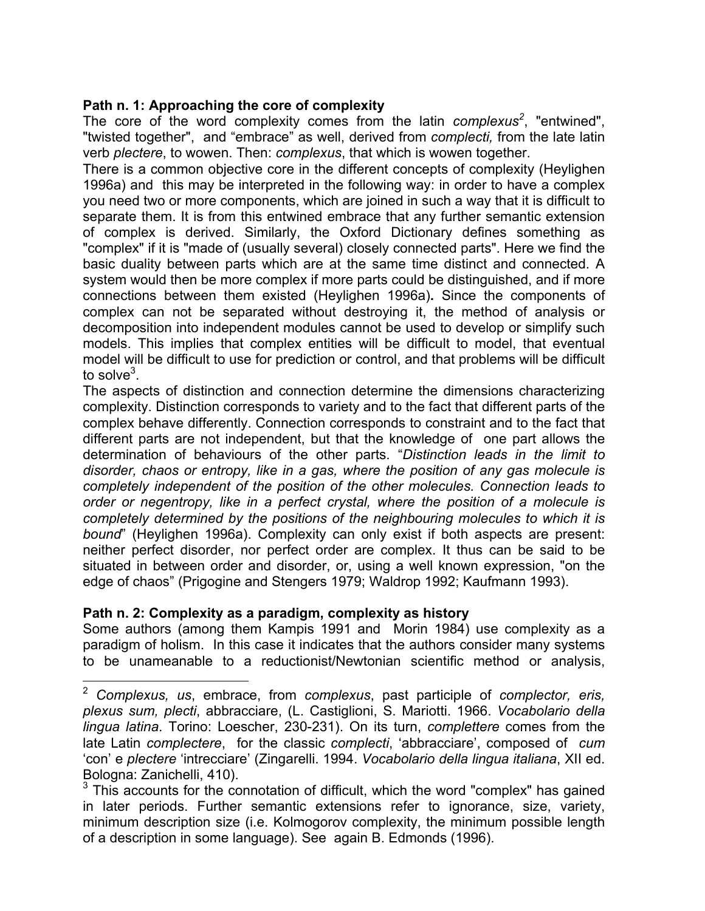**Path n. 1: Approaching the core of complexity**

The core of the word complexity comes from the latin *complexus*[2], "entwined", "twisted together", and "embrace" as well, derived from *complecti,* from the late latin verb *plectere*, to wowen. Then: *complexus*, that which is wowen together.

There is a common objective core in the different concepts of complexity (Heylighen 1996a) and this may be interpreted in the following way: in order to have a complex you need two or more components, which are joined in such a way that it is difficult to separate them. It is from this entwined embrace that any further semantic extension of complex is derived. Similarly, the Oxford Dictionary defines something as "complex" if it is "made of (usually several) closely connected parts". Here we find the basic duality between parts which are at the same time distinct and connected. A system would then be more complex if more parts could be distinguished, and if more connections between them existed (Heylighen 1996a). Since the components of complex can not be separated without destroying it, the method of analysis or decomposition into independent modules cannot be used to develop or simplify such models. This implies that complex entities will be difficult to model, that eventual model will be difficult to use for prediction or control, and that problems will be difficult to solve[3].

The aspects of distinction and connection determine the dimensions characterizing complexity. Distinction corresponds to variety and to the fact that different parts of the complex behave differently. Connection corresponds to constraint and to the fact that different parts are not independent, but that the knowledge of one part allows the determination of behaviours of the other parts. "*Distinction leads in the limit to disorder, chaos or entropy, like in a gas, where the position of any gas molecule is completely independent of the position of the other molecules. Connection leads to order or negentropy, like in a perfect crystal, where the position of a molecule is completely determined by the positions of the neighbouring molecules to which it is bound*" (Heylighen 1996a). Complexity can only exist if both aspects are present: neither perfect disorder, nor perfect order are complex. It thus can be said to be situated in between order and disorder, or, using a well known expression, "on the edge of chaos" (Prigogine and Stengers 1979; Waldrop 1992; Kaufmann 1993).

**Path n. 2: Complexity as a paradigm, complexity as history**

Some authors (among them Kampis 1991 and Morin 1984) use complexity as a paradigm of holism. In this case it indicates that the authors consider many systems to be unameanable to a reductionist/Newtonian scientific method or analysis,

---

[2] *Complexus, us*, embrace, from *complexus*, past participle of *complector, eris, plexus sum, plecti*, abbracciare, (L. Castiglioni, S. Mariotti. 1966. *Vocabolario della lingua latina*. Torino: Loescher, 230-231). On its turn, *complettere* comes from the late Latin *complectere*, for the classic *complecti*, 'abbracciare', composed of *cum* 'con' e *plectere* 'intrecciare' (Zingarelli. 1994. *Vocabolario della lingua italiana*, XII ed. Bologna: Zanichelli, 410).

[3] This accounts for the connotation of difficult, which the word "complex" has gained in later periods. Further semantic extensions refer to ignorance, size, variety, minimum description size (i.e. Kolmogorov complexity, the minimum possible length of a description in some language). See again B. Edmonds (1996).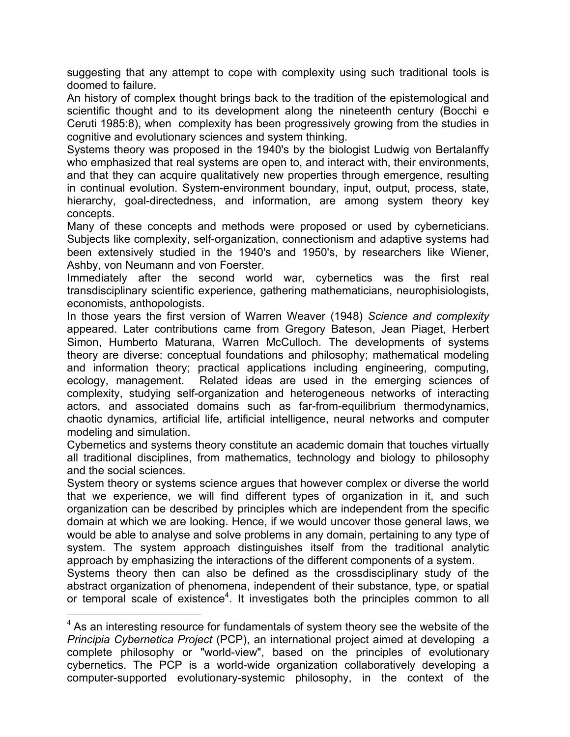suggesting that any attempt to cope with complexity using such traditional tools is doomed to failure.

An history of complex thought brings back to the tradition of the epistemological and scientific thought and to its development along the nineteenth century (Bocchi e Ceruti 1985:8), when complexity has been progressively growing from the studies in cognitive and evolutionary sciences and system thinking.

Systems theory was proposed in the 1940's by the biologist Ludwig von Bertalanffy who emphasized that real systems are open to, and interact with, their environments, and that they can acquire qualitatively new properties through emergence, resulting in continual evolution. System-environment boundary, input, output, process, state, hierarchy, goal-directedness, and information, are among system theory key concepts.

Many of these concepts and methods were proposed or used by cyberneticians. Subjects like complexity, self-organization, connectionism and adaptive systems had been extensively studied in the 1940's and 1950's, by researchers like Wiener, Ashby, von Neumann and von Foerster.

Immediately after the second world war, cybernetics was the first real transdisciplinary scientific experience, gathering mathematicians, neurophisiologists, economists, anthopologists.

In those years the first version of Warren Weaver (1948) *Science and complexity* appeared. Later contributions came from Gregory Bateson, Jean Piaget, Herbert Simon, Humberto Maturana, Warren McCulloch. The developments of systems theory are diverse: conceptual foundations and philosophy; mathematical modeling and information theory; practical applications including engineering, computing, ecology, management. Related ideas are used in the emerging sciences of complexity, studying self-organization and heterogeneous networks of interacting actors, and associated domains such as far-from-equilibrium thermodynamics, chaotic dynamics, artificial life, artificial intelligence, neural networks and computer modeling and simulation.

Cybernetics and systems theory constitute an academic domain that touches virtually all traditional disciplines, from mathematics, technology and biology to philosophy and the social sciences.

System theory or systems science argues that however complex or diverse the world that we experience, we will find different types of organization in it, and such organization can be described by principles which are independent from the specific domain at which we are looking. Hence, if we would uncover those general laws, we would be able to analyse and solve problems in any domain, pertaining to any type of system. The system approach distinguishes itself from the traditional analytic approach by emphasizing the interactions of the different components of a system.

Systems theory then can also be defined as the crossdisciplinary study of the abstract organization of phenomena, independent of their substance, type, or spatial or temporal scale of existence[4]. It investigates both the principles common to all

---

[4] As an interesting resource for fundamentals of system theory see the website of the *Principia Cybernetica Project* (PCP), an international project aimed at developing a complete philosophy or "world-view", based on the principles of evolutionary cybernetics. The PCP is a world-wide organization collaboratively developing a computer-supported evolutionary-systemic philosophy, in the context of the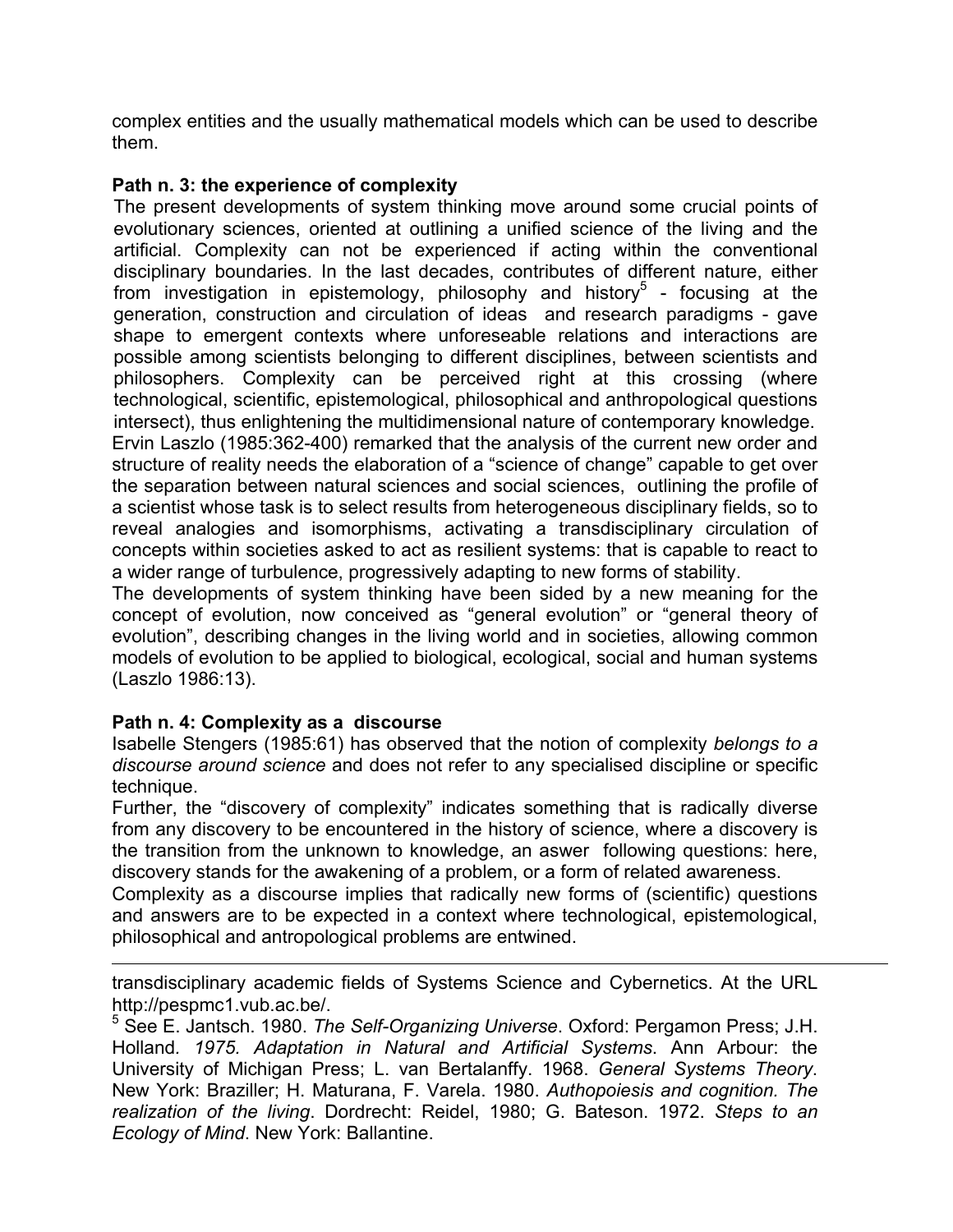complex entities and the usually mathematical models which can be used to describe them.

**Path n. 3: the experience of complexity**

The present developments of system thinking move around some crucial points of evolutionary sciences, oriented at outlining a unified science of the living and the artificial. Complexity can not be experienced if acting within the conventional disciplinary boundaries. In the last decades, contributes of different nature, either from investigation in epistemology, philosophy and history[5] - focusing at the generation, construction and circulation of ideas and research paradigms - gave shape to emergent contexts where unforeseable relations and interactions are possible among scientists belonging to different disciplines, between scientists and philosophers. Complexity can be perceived right at this crossing (where technological, scientific, epistemological, philosophical and anthropological questions intersect), thus enlightening the multidimensional nature of contemporary knowledge.

Ervin Laszlo (1985:362-400) remarked that the analysis of the current new order and structure of reality needs the elaboration of a "science of change" capable to get over the separation between natural sciences and social sciences, outlining the profile of a scientist whose task is to select results from heterogeneous disciplinary fields, so to reveal analogies and isomorphisms, activating a transdisciplinary circulation of concepts within societies asked to act as resilient systems: that is capable to react to a wider range of turbulence, progressively adapting to new forms of stability.

The developments of system thinking have been sided by a new meaning for the concept of evolution, now conceived as "general evolution" or "general theory of evolution", describing changes in the living world and in societies, allowing common models of evolution to be applied to biological, ecological, social and human systems (Laszlo 1986:13).

**Path n. 4: Complexity as a discourse**

Isabelle Stengers (1985:61) has observed that the notion of complexity *belongs to a discourse around science* and does not refer to any specialised discipline or specific technique.

Further, the "discovery of complexity" indicates something that is radically diverse from any discovery to be encountered in the history of science, where a discovery is the transition from the unknown to knowledge, an aswer following questions: here, discovery stands for the awakening of a problem, or a form of related awareness.

Complexity as a discourse implies that radically new forms of (scientific) questions and answers are to be expected in a context where technological, epistemological, philosophical and antropological problems are entwined.

---

transdisciplinary academic fields of Systems Science and Cybernetics. At the URL http://pespmc1.vub.ac.be/.

[5] See E. Jantsch. 1980. *The Self-Organizing Universe*. Oxford: Pergamon Press; J.H. Holland. *1975. Adaptation in Natural and Artificial Systems*. Ann Arbour: the University of Michigan Press; L. van Bertalanffy. 1968. *General Systems Theory*. New York: Braziller; H. Maturana, F. Varela. 1980. *Authopoiesis and cognition. The realization of the living*. Dordrecht: Reidel, 1980; G. Bateson. 1972. *Steps to an Ecology of Mind*. New York: Ballantine.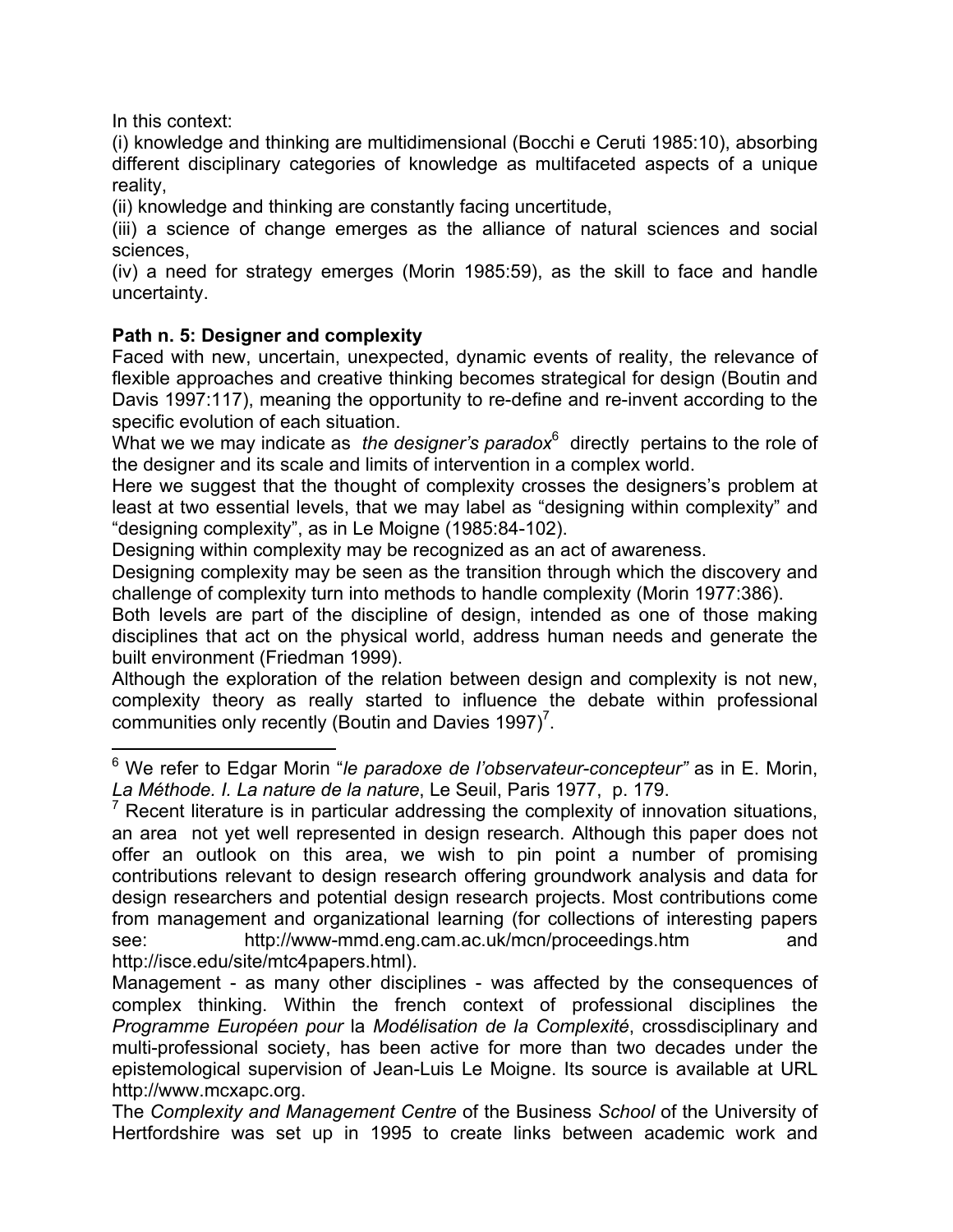In this context:

(i) knowledge and thinking are multidimensional (Bocchi e Ceruti 1985:10), absorbing different disciplinary categories of knowledge as multifaceted aspects of a unique reality,

(ii) knowledge and thinking are constantly facing uncertitude,

(iii) a science of change emerges as the alliance of natural sciences and social sciences,

(iv) a need for strategy emerges (Morin 1985:59), as the skill to face and handle uncertainty.

**Path n. 5: Designer and complexity**

Faced with new, uncertain, unexpected, dynamic events of reality, the relevance of flexible approaches and creative thinking becomes strategical for design (Boutin and Davis 1997:117), meaning the opportunity to re-define and re-invent according to the specific evolution of each situation.

What we we may indicate as *the designer's paradox*[6] directly pertains to the role of the designer and its scale and limits of intervention in a complex world.

Here we suggest that the thought of complexity crosses the designers's problem at least at two essential levels, that we may label as "designing within complexity" and "designing complexity", as in Le Moigne (1985:84-102).

Designing within complexity may be recognized as an act of awareness.

Designing complexity may be seen as the transition through which the discovery and challenge of complexity turn into methods to handle complexity (Morin 1977:386).

Both levels are part of the discipline of design, intended as one of those making disciplines that act on the physical world, address human needs and generate the built environment (Friedman 1999).

Although the exploration of the relation between design and complexity is not new, complexity theory as really started to influence the debate within professional communities only recently (Boutin and Davies 1997)[7].

---

[6] We refer to Edgar Morin "*le paradoxe de l'observateur-concepteur"* as in E. Morin, *La Méthode. I. La nature de la nature*, Le Seuil, Paris 1977, p. 179.

[7] Recent literature is in particular addressing the complexity of innovation situations, an area not yet well represented in design research. Although this paper does not offer an outlook on this area, we wish to pin point a number of promising contributions relevant to design research offering groundwork analysis and data for design researchers and potential design research projects. Most contributions come from management and organizational learning (for collections of interesting papers see: http://www-mmd.eng.cam.ac.uk/mcn/proceedings.htm and http://isce.edu/site/mtc4papers.html).

Management - as many other disciplines - was affected by the consequences of complex thinking. Within the french context of professional disciplines the *Programme Européen pour* la *Modélisation de la Complexité*, crossdisciplinary and multi-professional society, has been active for more than two decades under the epistemological supervision of Jean-Luis Le Moigne. Its source is available at URL http://www.mcxapc.org.

The *Complexity and Management Centre* of the Business *School* of the University of Hertfordshire was set up in 1995 to create links between academic work and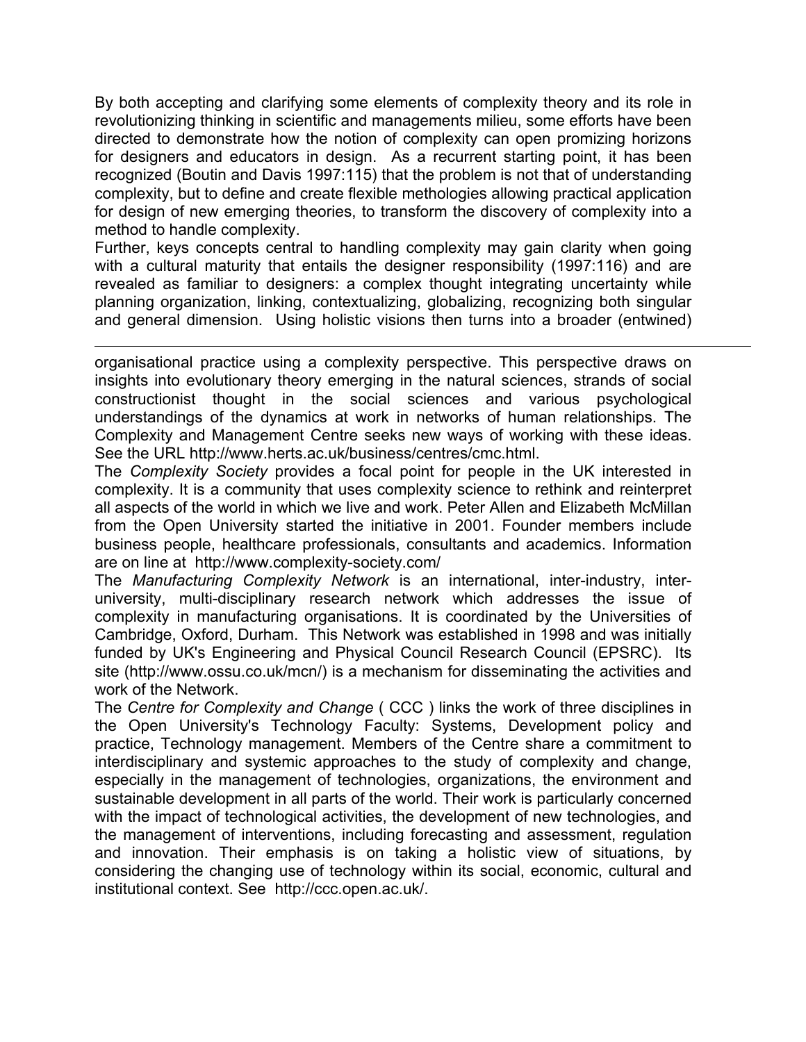By both accepting and clarifying some elements of complexity theory and its role in revolutionizing thinking in scientific and managements milieu, some efforts have been directed to demonstrate how the notion of complexity can open promizing horizons for designers and educators in design. As a recurrent starting point, it has been recognized (Boutin and Davis 1997:115) that the problem is not that of understanding complexity, but to define and create flexible methologies allowing practical application for design of new emerging theories, to transform the discovery of complexity into a method to handle complexity.

Further, keys concepts central to handling complexity may gain clarity when going with a cultural maturity that entails the designer responsibility (1997:116) and are revealed as familiar to designers: a complex thought integrating uncertainty while planning organization, linking, contextualizing, globalizing, recognizing both singular and general dimension. Using holistic visions then turns into a broader (entwined)

---

organisational practice using a complexity perspective. This perspective draws on insights into evolutionary theory emerging in the natural sciences, strands of social constructionist thought in the social sciences and various psychological understandings of the dynamics at work in networks of human relationships. The Complexity and Management Centre seeks new ways of working with these ideas. See the URL http://www.herts.ac.uk/business/centres/cmc.html.

The *Complexity Society* provides a focal point for people in the UK interested in complexity. It is a community that uses complexity science to rethink and reinterpret all aspects of the world in which we live and work. Peter Allen and Elizabeth McMillan from the Open University started the initiative in 2001. Founder members include business people, healthcare professionals, consultants and academics. Information are on line at http://www.complexity-society.com/

The *Manufacturing Complexity Network* is an international, inter-industry, inter-university, multi-disciplinary research network which addresses the issue of complexity in manufacturing organisations. It is coordinated by the Universities of Cambridge, Oxford, Durham. This Network was established in 1998 and was initially funded by UK's Engineering and Physical Council Research Council (EPSRC). Its site (http://www.ossu.co.uk/mcn/) is a mechanism for disseminating the activities and work of the Network.

The *Centre for Complexity and Change* ( CCC ) links the work of three disciplines in the Open University's Technology Faculty: Systems, Development policy and practice, Technology management. Members of the Centre share a commitment to interdisciplinary and systemic approaches to the study of complexity and change, especially in the management of technologies, organizations, the environment and sustainable development in all parts of the world. Their work is particularly concerned with the impact of technological activities, the development of new technologies, and the management of interventions, including forecasting and assessment, regulation and innovation. Their emphasis is on taking a holistic view of situations, by considering the changing use of technology within its social, economic, cultural and institutional context. See http://ccc.open.ac.uk/.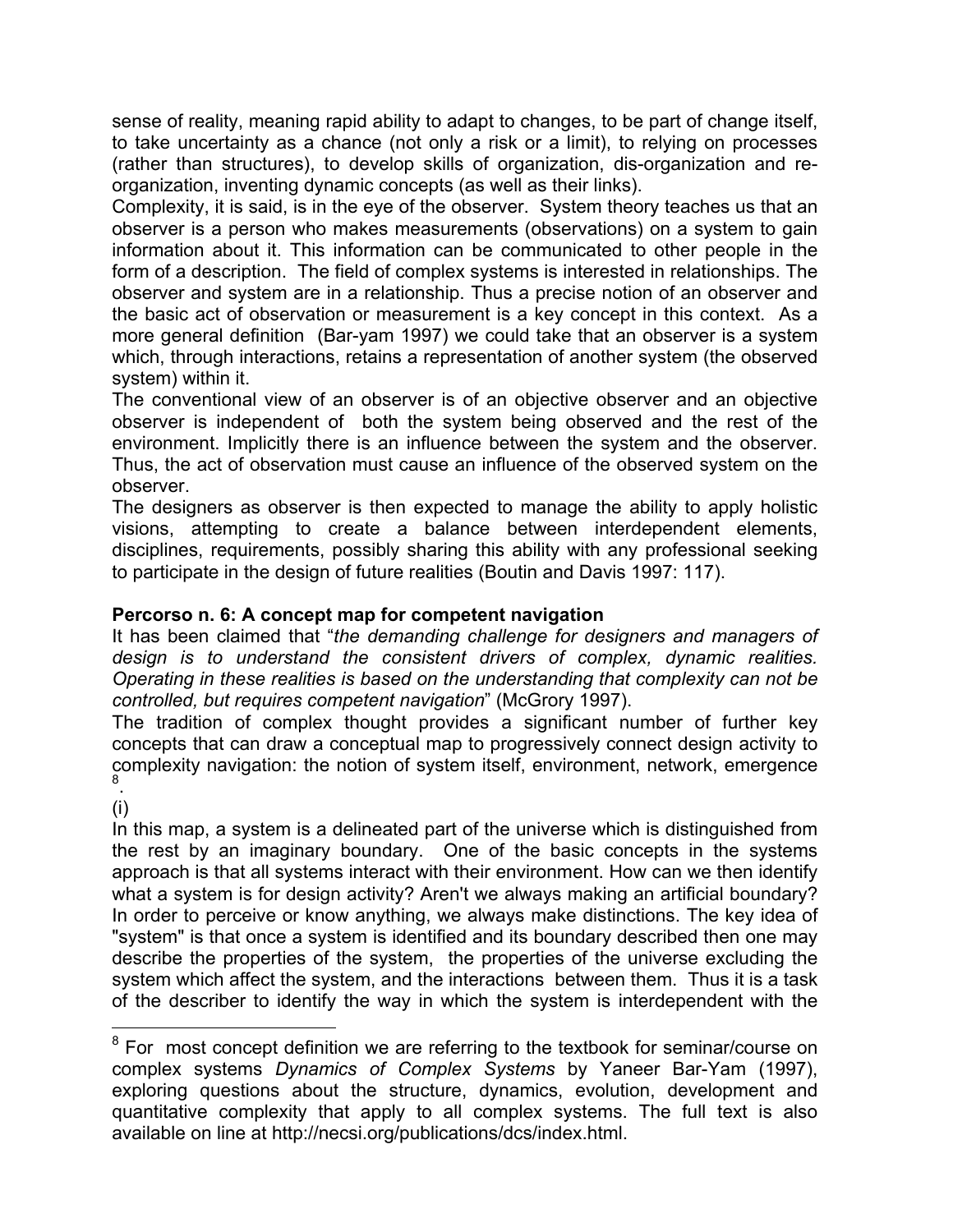sense of reality, meaning rapid ability to adapt to changes, to be part of change itself, to take uncertainty as a chance (not only a risk or a limit), to relying on processes (rather than structures), to develop skills of organization, dis-organization and re-organization, inventing dynamic concepts (as well as their links).

Complexity, it is said, is in the eye of the observer. System theory teaches us that an observer is a person who makes measurements (observations) on a system to gain information about it. This information can be communicated to other people in the form of a description. The field of complex systems is interested in relationships. The observer and system are in a relationship. Thus a precise notion of an observer and the basic act of observation or measurement is a key concept in this context. As a more general definition (Bar-yam 1997) we could take that an observer is a system which, through interactions, retains a representation of another system (the observed system) within it.

The conventional view of an observer is of an objective observer and an objective observer is independent of both the system being observed and the rest of the environment. Implicitly there is an influence between the system and the observer. Thus, the act of observation must cause an influence of the observed system on the observer.

The designers as observer is then expected to manage the ability to apply holistic visions, attempting to create a balance between interdependent elements, disciplines, requirements, possibly sharing this ability with any professional seeking to participate in the design of future realities (Boutin and Davis 1997: 117).

**Percorso n. 6: A concept map for competent navigation**

It has been claimed that "*the demanding challenge for designers and managers of design is to understand the consistent drivers of complex, dynamic realities. Operating in these realities is based on the understanding that complexity can not be controlled, but requires competent navigation*" (McGrory 1997).

The tradition of complex thought provides a significant number of further key concepts that can draw a conceptual map to progressively connect design activity to complexity navigation: the notion of system itself, environment, network, emergence [8].

(i)

In this map, a system is a delineated part of the universe which is distinguished from the rest by an imaginary boundary. One of the basic concepts in the systems approach is that all systems interact with their environment. How can we then identify what a system is for design activity? Aren't we always making an artificial boundary? In order to perceive or know anything, we always make distinctions. The key idea of "system" is that once a system is identified and its boundary described then one may describe the properties of the system, the properties of the universe excluding the system which affect the system, and the interactions between them. Thus it is a task of the describer to identify the way in which the system is interdependent with the

---

[8] For most concept definition we are referring to the textbook for seminar/course on complex systems *Dynamics of Complex Systems* by Yaneer Bar-Yam (1997), exploring questions about the structure, dynamics, evolution, development and quantitative complexity that apply to all complex systems. The full text is also available on line at http://necsi.org/publications/dcs/index.html.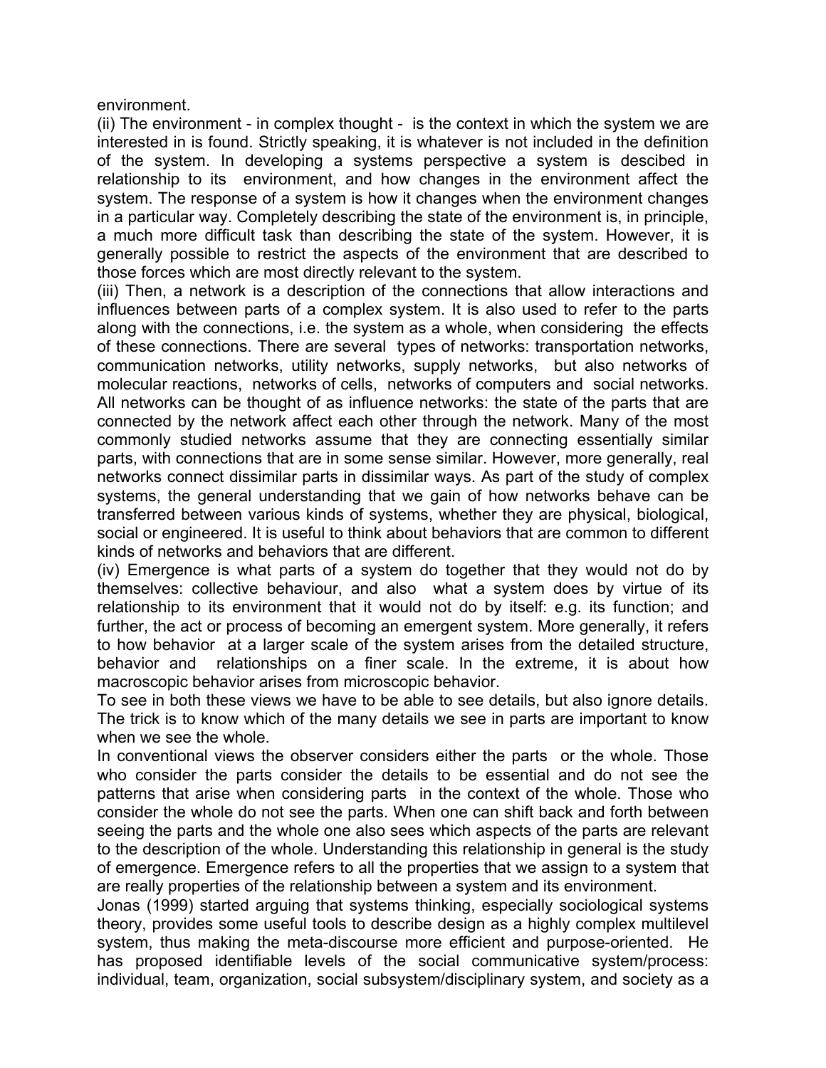environment.

(ii) The environment - in complex thought - is the context in which the system we are interested in is found. Strictly speaking, it is whatever is not included in the definition of the system. In developing a systems perspective a system is descibed in relationship to its environment, and how changes in the environment affect the system. The response of a system is how it changes when the environment changes in a particular way. Completely describing the state of the environment is, in principle, a much more difficult task than describing the state of the system. However, it is generally possible to restrict the aspects of the environment that are described to those forces which are most directly relevant to the system.

(iii) Then, a network is a description of the connections that allow interactions and influences between parts of a complex system. It is also used to refer to the parts along with the connections, i.e. the system as a whole, when considering the effects of these connections. There are several types of networks: transportation networks, communication networks, utility networks, supply networks, but also networks of molecular reactions, networks of cells, networks of computers and social networks. All networks can be thought of as influence networks: the state of the parts that are connected by the network affect each other through the network. Many of the most commonly studied networks assume that they are connecting essentially similar parts, with connections that are in some sense similar. However, more generally, real networks connect dissimilar parts in dissimilar ways. As part of the study of complex systems, the general understanding that we gain of how networks behave can be transferred between various kinds of systems, whether they are physical, biological, social or engineered. It is useful to think about behaviors that are common to different kinds of networks and behaviors that are different.

(iv) Emergence is what parts of a system do together that they would not do by themselves: collective behaviour, and also what a system does by virtue of its relationship to its environment that it would not do by itself: e.g. its function; and further, the act or process of becoming an emergent system. More generally, it refers to how behavior at a larger scale of the system arises from the detailed structure, behavior and relationships on a finer scale. In the extreme, it is about how macroscopic behavior arises from microscopic behavior.

To see in both these views we have to be able to see details, but also ignore details. The trick is to know which of the many details we see in parts are important to know when we see the whole.

In conventional views the observer considers either the parts or the whole. Those who consider the parts consider the details to be essential and do not see the patterns that arise when considering parts in the context of the whole. Those who consider the whole do not see the parts. When one can shift back and forth between seeing the parts and the whole one also sees which aspects of the parts are relevant to the description of the whole. Understanding this relationship in general is the study of emergence. Emergence refers to all the properties that we assign to a system that are really properties of the relationship between a system and its environment.

Jonas (1999) started arguing that systems thinking, especially sociological systems theory, provides some useful tools to describe design as a highly complex multilevel system, thus making the meta-discourse more efficient and purpose-oriented. He has proposed identifiable levels of the social communicative system/process: individual, team, organization, social subsystem/disciplinary system, and society as a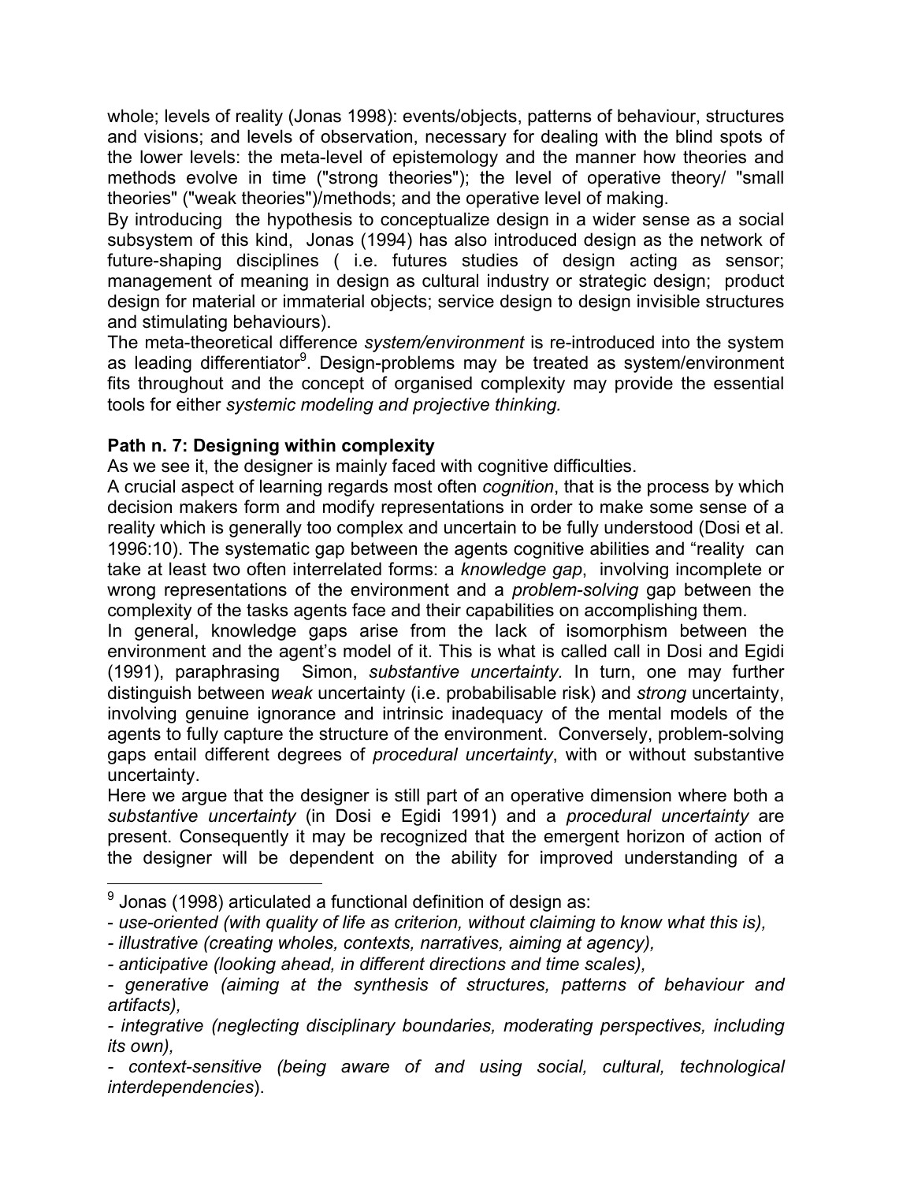whole; levels of reality (Jonas 1998): events/objects, patterns of behaviour, structures and visions; and levels of observation, necessary for dealing with the blind spots of the lower levels: the meta-level of epistemology and the manner how theories and methods evolve in time ("strong theories"); the level of operative theory/ "small theories" ("weak theories")/methods; and the operative level of making.

By introducing the hypothesis to conceptualize design in a wider sense as a social subsystem of this kind, Jonas (1994) has also introduced design as the network of future-shaping disciplines ( i.e. futures studies of design acting as sensor; management of meaning in design as cultural industry or strategic design; product design for material or immaterial objects; service design to design invisible structures and stimulating behaviours).

The meta-theoretical difference *system/environment* is re-introduced into the system as leading differentiator[9]. Design-problems may be treated as system/environment fits throughout and the concept of organised complexity may provide the essential tools for either *systemic modeling and projective thinking.*

**Path n. 7: Designing within complexity**

As we see it, the designer is mainly faced with cognitive difficulties.

A crucial aspect of learning regards most often *cognition*, that is the process by which decision makers form and modify representations in order to make some sense of a reality which is generally too complex and uncertain to be fully understood (Dosi et al. 1996:10). The systematic gap between the agents cognitive abilities and "reality can take at least two often interrelated forms: a *knowledge gap*, involving incomplete or wrong representations of the environment and a *problem-solving* gap between the complexity of the tasks agents face and their capabilities on accomplishing them.

In general, knowledge gaps arise from the lack of isomorphism between the environment and the agent's model of it. This is what is called call in Dosi and Egidi (1991), paraphrasing Simon, *substantive uncertainty*. In turn, one may further distinguish between *weak* uncertainty (i.e. probabilisable risk) and *strong* uncertainty, involving genuine ignorance and intrinsic inadequacy of the mental models of the agents to fully capture the structure of the environment. Conversely, problem-solving gaps entail different degrees of *procedural uncertainty*, with or without substantive uncertainty.

Here we argue that the designer is still part of an operative dimension where both a *substantive uncertainty* (in Dosi e Egidi 1991) and a *procedural uncertainty* are present. Consequently it may be recognized that the emergent horizon of action of the designer will be dependent on the ability for improved understanding of a

---

[9] Jonas (1998) articulated a functional definition of design as:

- *use-oriented (with quality of life as criterion, without claiming to know what this is),*
- *illustrative (creating wholes, contexts, narratives, aiming at agency),*
- *anticipative (looking ahead, in different directions and time scales),*
- *generative (aiming at the synthesis of structures, patterns of behaviour and artifacts),*
- *integrative (neglecting disciplinary boundaries, moderating perspectives, including its own),*
- *context-sensitive (being aware of and using social, cultural, technological interdependencies*).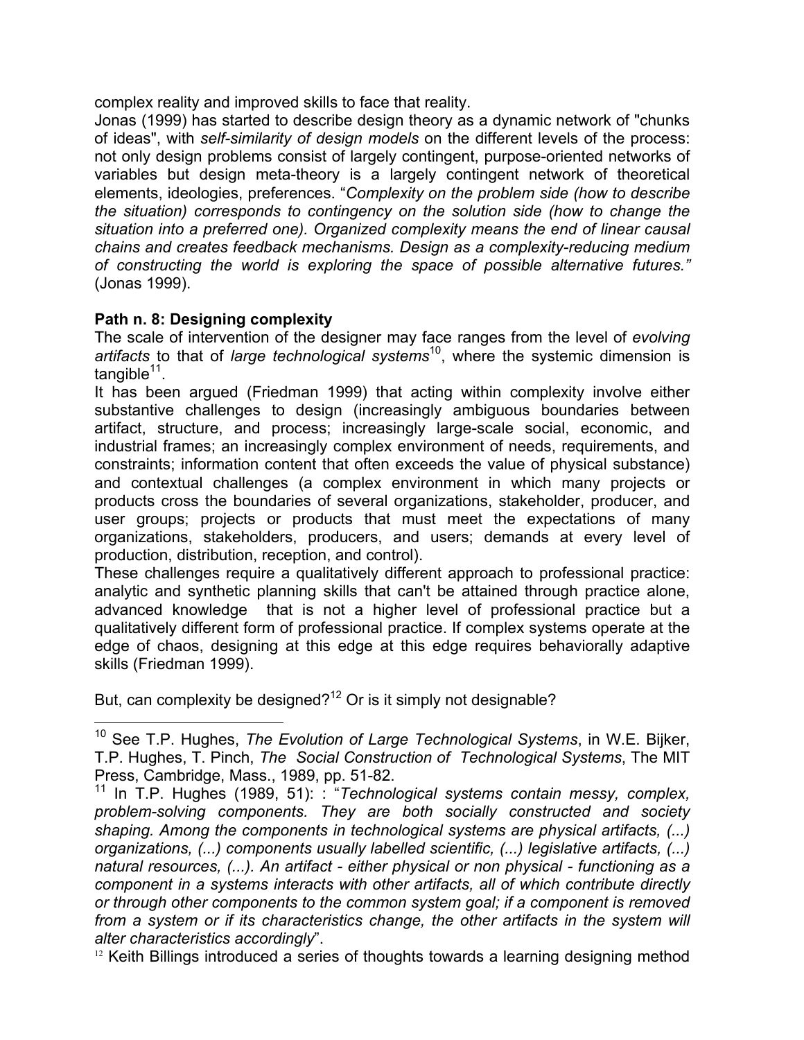complex reality and improved skills to face that reality.

Jonas (1999) has started to describe design theory as a dynamic network of "chunks of ideas", with *self-similarity of design models* on the different levels of the process: not only design problems consist of largely contingent, purpose-oriented networks of variables but design meta-theory is a largely contingent network of theoretical elements, ideologies, preferences. "*Complexity on the problem side (how to describe the situation) corresponds to contingency on the solution side (how to change the situation into a preferred one). Organized complexity means the end of linear causal chains and creates feedback mechanisms. Design as a complexity-reducing medium of constructing the world is exploring the space of possible alternative futures.*" (Jonas 1999).

**Path n. 8: Designing complexity**

The scale of intervention of the designer may face ranges from the level of *evolving artifacts* to that of *large technological systems*[10], where the systemic dimension is tangible[11].

It has been argued (Friedman 1999) that acting within complexity involve either substantive challenges to design (increasingly ambiguous boundaries between artifact, structure, and process; increasingly large-scale social, economic, and industrial frames; an increasingly complex environment of needs, requirements, and constraints; information content that often exceeds the value of physical substance) and contextual challenges (a complex environment in which many projects or products cross the boundaries of several organizations, stakeholder, producer, and user groups; projects or products that must meet the expectations of many organizations, stakeholders, producers, and users; demands at every level of production, distribution, reception, and control).

These challenges require a qualitatively different approach to professional practice: analytic and synthetic planning skills that can't be attained through practice alone, advanced knowledge that is not a higher level of professional practice but a qualitatively different form of professional practice. If complex systems operate at the edge of chaos, designing at this edge at this edge requires behaviorally adaptive skills (Friedman 1999).

But, can complexity be designed?[12] Or is it simply not designable?

---

[10] See T.P. Hughes, *The Evolution of Large Technological Systems*, in W.E. Bijker, T.P. Hughes, T. Pinch, *The Social Construction of Technological Systems*, The MIT Press, Cambridge, Mass., 1989, pp. 51-82.

[11] In T.P. Hughes (1989, 51): : "*Technological systems contain messy, complex, problem-solving components. They are both socially constructed and society shaping. Among the components in technological systems are physical artifacts, (...) organizations, (...) components usually labelled scientific, (...) legislative artifacts, (...) natural resources, (...). An artifact - either physical or non physical - functioning as a component in a systems interacts with other artifacts, all of which contribute directly or through other components to the common system goal; if a component is removed from a system or if its characteristics change, the other artifacts in the system will alter characteristics accordingly*".

[12] Keith Billings introduced a series of thoughts towards a learning designing method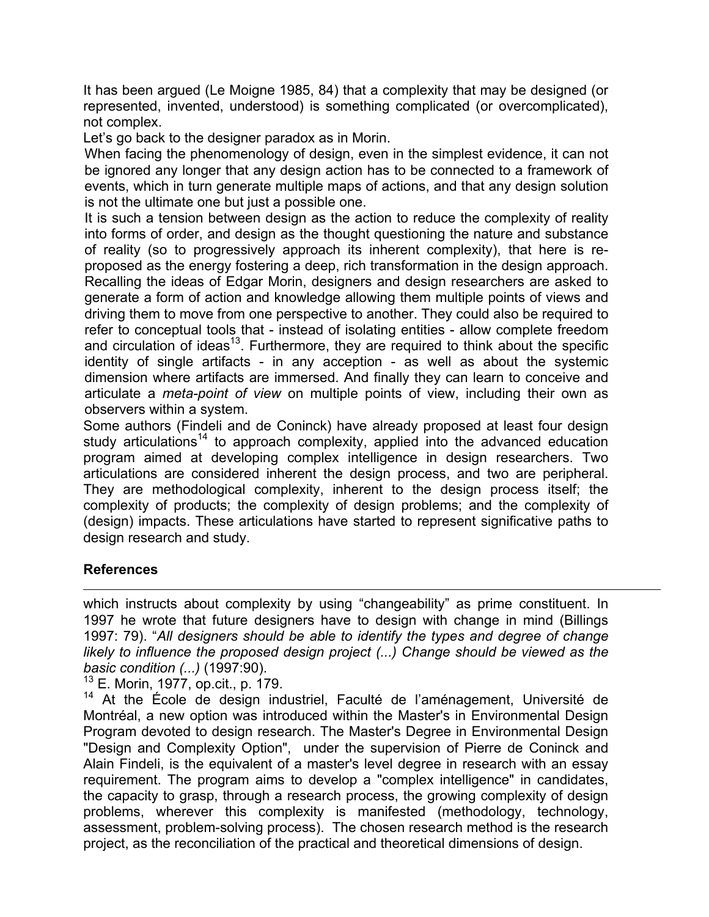It has been argued (Le Moigne 1985, 84) that a complexity that may be designed (or represented, invented, understood) is something complicated (or overcomplicated), not complex.

Let's go back to the designer paradox as in Morin.

When facing the phenomenology of design, even in the simplest evidence, it can not be ignored any longer that any design action has to be connected to a framework of events, which in turn generate multiple maps of actions, and that any design solution is not the ultimate one but just a possible one.

It is such a tension between design as the action to reduce the complexity of reality into forms of order, and design as the thought questioning the nature and substance of reality (so to progressively approach its inherent complexity), that here is re-proposed as the energy fostering a deep, rich transformation in the design approach. Recalling the ideas of Edgar Morin, designers and design researchers are asked to generate a form of action and knowledge allowing them multiple points of views and driving them to move from one perspective to another. They could also be required to refer to conceptual tools that - instead of isolating entities - allow complete freedom and circulation of ideas[13]. Furthermore, they are required to think about the specific identity of single artifacts - in any acception - as well as about the systemic dimension where artifacts are immersed. And finally they can learn to conceive and articulate a *meta-point of view* on multiple points of view, including their own as observers within a system.

Some authors (Findeli and de Coninck) have already proposed at least four design study articulations[14] to approach complexity, applied into the advanced education program aimed at developing complex intelligence in design researchers. Two articulations are considered inherent the design process, and two are peripheral. They are methodological complexity, inherent to the design process itself; the complexity of products; the complexity of design problems; and the complexity of (design) impacts. These articulations have started to represent significative paths to design research and study.

## References

---

which instructs about complexity by using "changeability" as prime constituent. In 1997 he wrote that future designers have to design with change in mind (Billings 1997: 79). "*All designers should be able to identify the types and degree of change likely to influence the proposed design project (...) Change should be viewed as the basic condition (...)* (1997:90).

[13] E. Morin, 1977, op.cit., p. 179.

[14] At the École de design industriel, Faculté de l'aménagement, Université de Montréal, a new option was introduced within the Master's in Environmental Design Program devoted to design research. The Master's Degree in Environmental Design "Design and Complexity Option", under the supervision of Pierre de Coninck and Alain Findeli, is the equivalent of a master's level degree in research with an essay requirement. The program aims to develop a "complex intelligence" in candidates, the capacity to grasp, through a research process, the growing complexity of design problems, wherever this complexity is manifested (methodology, technology, assessment, problem-solving process). The chosen research method is the research project, as the reconciliation of the practical and theoretical dimensions of design.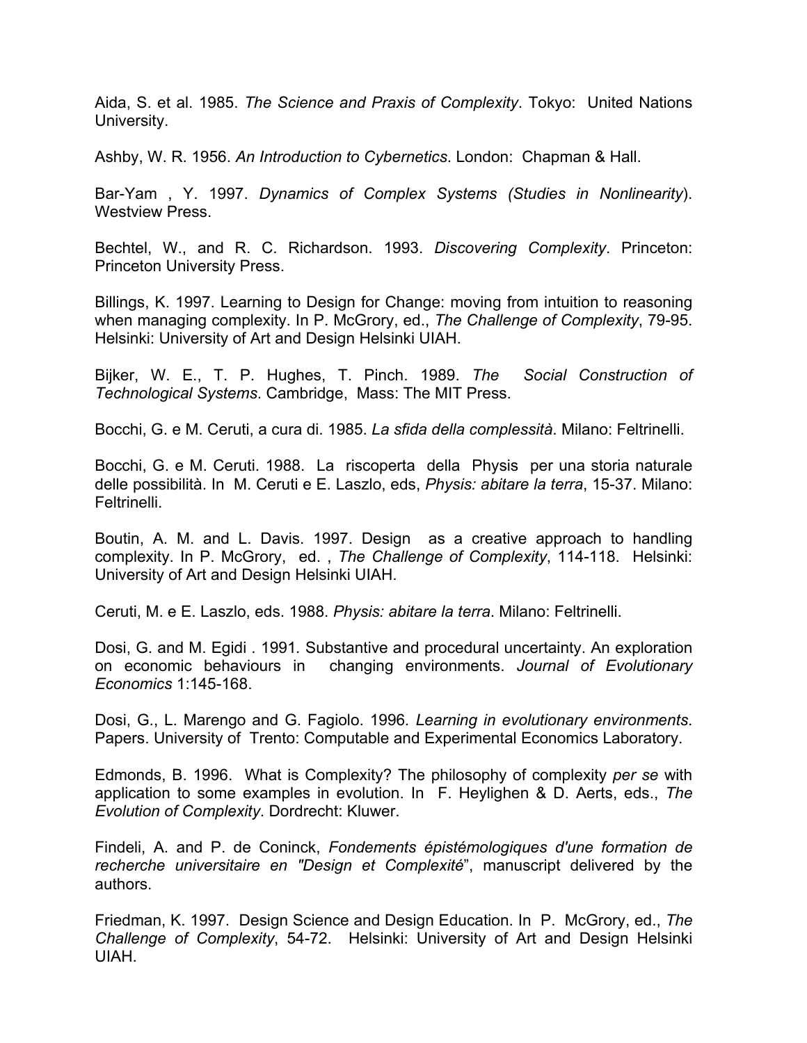Aida, S. et al. 1985. *The Science and Praxis of Complexity*. Tokyo: United Nations University.

Ashby, W. R. 1956. *An Introduction to Cybernetics*. London: Chapman & Hall.

Bar-Yam , Y. 1997. *Dynamics of Complex Systems (Studies in Nonlinearity*). Westview Press.

Bechtel, W., and R. C. Richardson. 1993. *Discovering Complexity*. Princeton: Princeton University Press.

Billings, K. 1997. Learning to Design for Change: moving from intuition to reasoning when managing complexity. In P. McGrory, ed., *The Challenge of Complexity*, 79-95. Helsinki: University of Art and Design Helsinki UIAH.

Bijker, W. E., T. P. Hughes, T. Pinch. 1989. *The Social Construction of Technological Systems*. Cambridge, Mass: The MIT Press.

Bocchi, G. e M. Ceruti, a cura di. 1985. *La sfida della complessità*. Milano: Feltrinelli.

Bocchi, G. e M. Ceruti. 1988. La riscoperta della Physis per una storia naturale delle possibilità. In M. Ceruti e E. Laszlo, eds, *Physis: abitare la terra*, 15-37. Milano: Feltrinelli.

Boutin, A. M. and L. Davis. 1997. Design as a creative approach to handling complexity. In P. McGrory, ed. , *The Challenge of Complexity*, 114-118. Helsinki: University of Art and Design Helsinki UIAH.

Ceruti, M. e E. Laszlo, eds. 1988. *Physis: abitare la terra*. Milano: Feltrinelli.

Dosi, G. and M. Egidi . 1991. Substantive and procedural uncertainty. An exploration on economic behaviours in changing environments. *Journal of Evolutionary Economics* 1:145-168.

Dosi, G., L. Marengo and G. Fagiolo. 1996. *Learning in evolutionary environments*. Papers. University of Trento: Computable and Experimental Economics Laboratory.

Edmonds, B. 1996. What is Complexity? The philosophy of complexity *per se* with application to some examples in evolution. In F. Heylighen & D. Aerts, eds., *The Evolution of Complexity*. Dordrecht: Kluwer.

Findeli, A. and P. de Coninck, *Fondements épistémologiques d'une formation de recherche universitaire en "Design et Complexité*", manuscript delivered by the authors.

Friedman, K. 1997. Design Science and Design Education. In P. McGrory, ed., *The Challenge of Complexity*, 54-72. Helsinki: University of Art and Design Helsinki UIAH.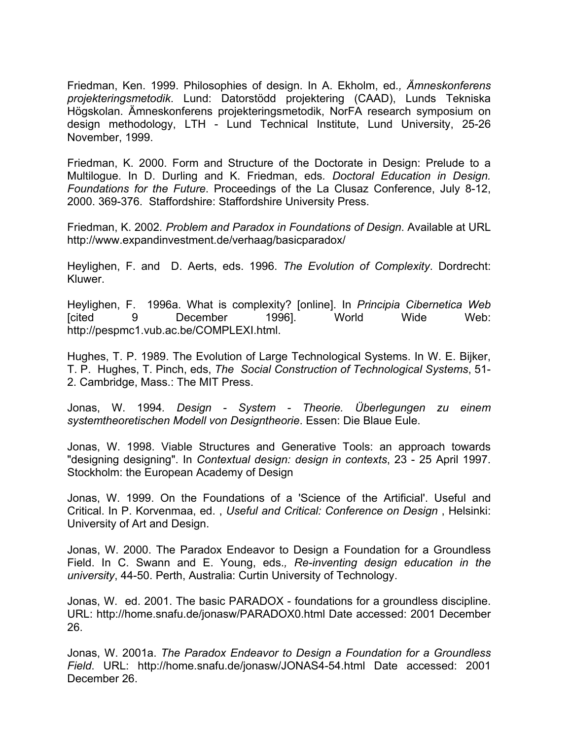Friedman, Ken. 1999. Philosophies of design. In A. Ekholm, ed*., Ämneskonferens projekteringsmetodik*. Lund: Datorstödd projektering (CAAD), Lunds Tekniska Högskolan. Ämneskonferens projekteringsmetodik, NorFA research symposium on design methodology, LTH - Lund Technical Institute, Lund University, 25-26 November, 1999.

Friedman, K. 2000. Form and Structure of the Doctorate in Design: Prelude to a Multilogue. In D. Durling and K. Friedman, eds. *Doctoral Education in Design. Foundations for the Future*. Proceedings of the La Clusaz Conference, July 8-12, 2000. 369-376. Staffordshire: Staffordshire University Press.

Friedman, K. 2002. *Problem and Paradox in Foundations of Design*. Available at URL http://www.expandinvestment.de/verhaag/basicparadox/

Heylighen, F. and D. Aerts, eds. 1996. *The Evolution of Complexity*. Dordrecht: Kluwer.

Heylighen, F. 1996a. What is complexity? [online]. In *Principia Cibernetica Web* [cited 9 December 1996]. World Wide Web: http://pespmc1.vub.ac.be/COMPLEXI.html.

Hughes, T. P. 1989. The Evolution of Large Technological Systems. In W. E. Bijker, T. P. Hughes, T. Pinch, eds, *The Social Construction of Technological Systems*, 51-2. Cambridge, Mass.: The MIT Press.

Jonas, W. 1994. *Design - System - Theorie. Überlegungen zu einem systemtheoretischen Modell von Designtheorie*. Essen: Die Blaue Eule.

Jonas, W. 1998. Viable Structures and Generative Tools: an approach towards "designing designing". In *Contextual design: design in contexts*, 23 - 25 April 1997. Stockholm: the European Academy of Design

Jonas, W. 1999. On the Foundations of a 'Science of the Artificial'. Useful and Critical. In P. Korvenmaa, ed. , *Useful and Critical: Conference on Design* , Helsinki: University of Art and Design.

Jonas, W. 2000. The Paradox Endeavor to Design a Foundation for a Groundless Field. In C. Swann and E. Young, eds*., Re-inventing design education in the university*, 44-50. Perth, Australia: Curtin University of Technology.

Jonas, W. ed. 2001. The basic PARADOX - foundations for a groundless discipline. URL: http://home.snafu.de/jonasw/PARADOX0.html Date accessed: 2001 December 26.

Jonas, W. 2001a. *The Paradox Endeavor to Design a Foundation for a Groundless Field*. URL: http://home.snafu.de/jonasw/JONAS4-54.html Date accessed: 2001 December 26.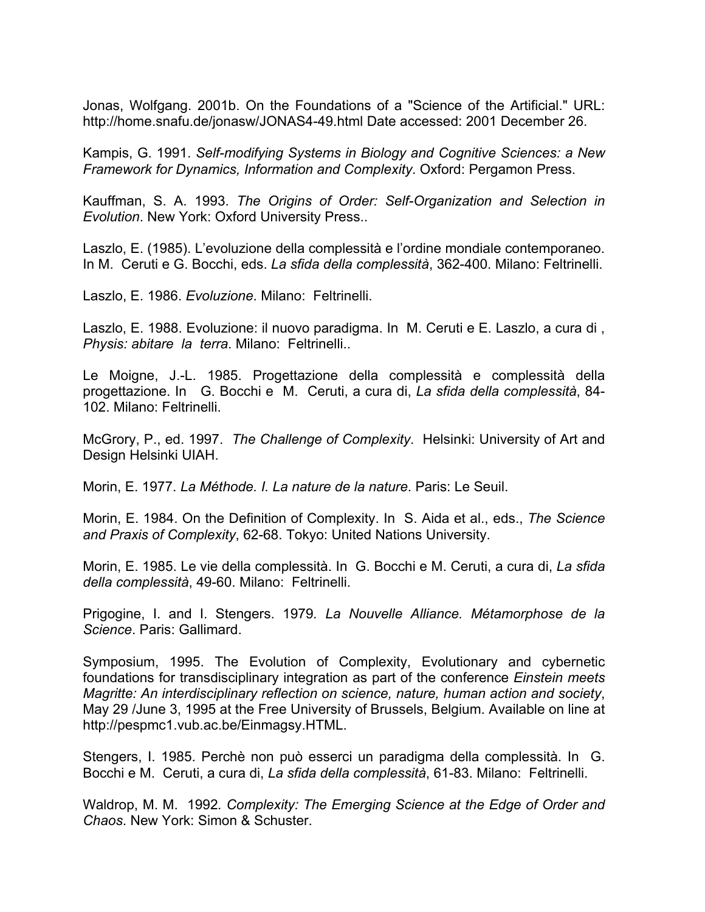Jonas, Wolfgang. 2001b. On the Foundations of a "Science of the Artificial." URL: http://home.snafu.de/jonasw/JONAS4-49.html Date accessed: 2001 December 26.

Kampis, G. 1991. *Self-modifying Systems in Biology and Cognitive Sciences: a New Framework for Dynamics, Information and Complexity*. Oxford: Pergamon Press.

Kauffman, S. A. 1993. *The Origins of Order: Self-Organization and Selection in Evolution*. New York: Oxford University Press..

Laszlo, E. (1985). L'evoluzione della complessità e l'ordine mondiale contemporaneo. In M. Ceruti e G. Bocchi, eds. *La sfida della complessità*, 362-400. Milano: Feltrinelli.

Laszlo, E. 1986. *Evoluzione*. Milano: Feltrinelli.

Laszlo, E. 1988. Evoluzione: il nuovo paradigma. In M. Ceruti e E. Laszlo, a cura di , *Physis: abitare la terra*. Milano: Feltrinelli..

Le Moigne, J.-L. 1985. Progettazione della complessità e complessità della progettazione. In G. Bocchi e M. Ceruti, a cura di, *La sfida della complessità*, 84-102. Milano: Feltrinelli.

McGrory, P., ed. 1997. *The Challenge of Complexity*. Helsinki: University of Art and Design Helsinki UIAH.

Morin, E. 1977. *La Méthode. I. La nature de la nature*. Paris: Le Seuil.

Morin, E. 1984. On the Definition of Complexity. In S. Aida et al., eds., *The Science and Praxis of Complexity*, 62-68. Tokyo: United Nations University.

Morin, E. 1985. Le vie della complessità. In G. Bocchi e M. Ceruti, a cura di, *La sfida della complessità*, 49-60. Milano: Feltrinelli.

Prigogine, I. and I. Stengers. 1979*. La Nouvelle Alliance. Métamorphose de la Science*. Paris: Gallimard.

Symposium, 1995. The Evolution of Complexity, Evolutionary and cybernetic foundations for transdisciplinary integration as part of the conference *Einstein meets Magritte: An interdisciplinary reflection on science, nature, human action and society*, May 29 /June 3, 1995 at the Free University of Brussels, Belgium. Available on line at http://pespmc1.vub.ac.be/Einmagsy.HTML.

Stengers, I. 1985. Perchè non può esserci un paradigma della complessità. In G. Bocchi e M. Ceruti, a cura di, *La sfida della complessità*, 61-83. Milano: Feltrinelli.

Waldrop, M. M. 1992*. Complexity: The Emerging Science at the Edge of Order and Chaos*. New York: Simon & Schuster.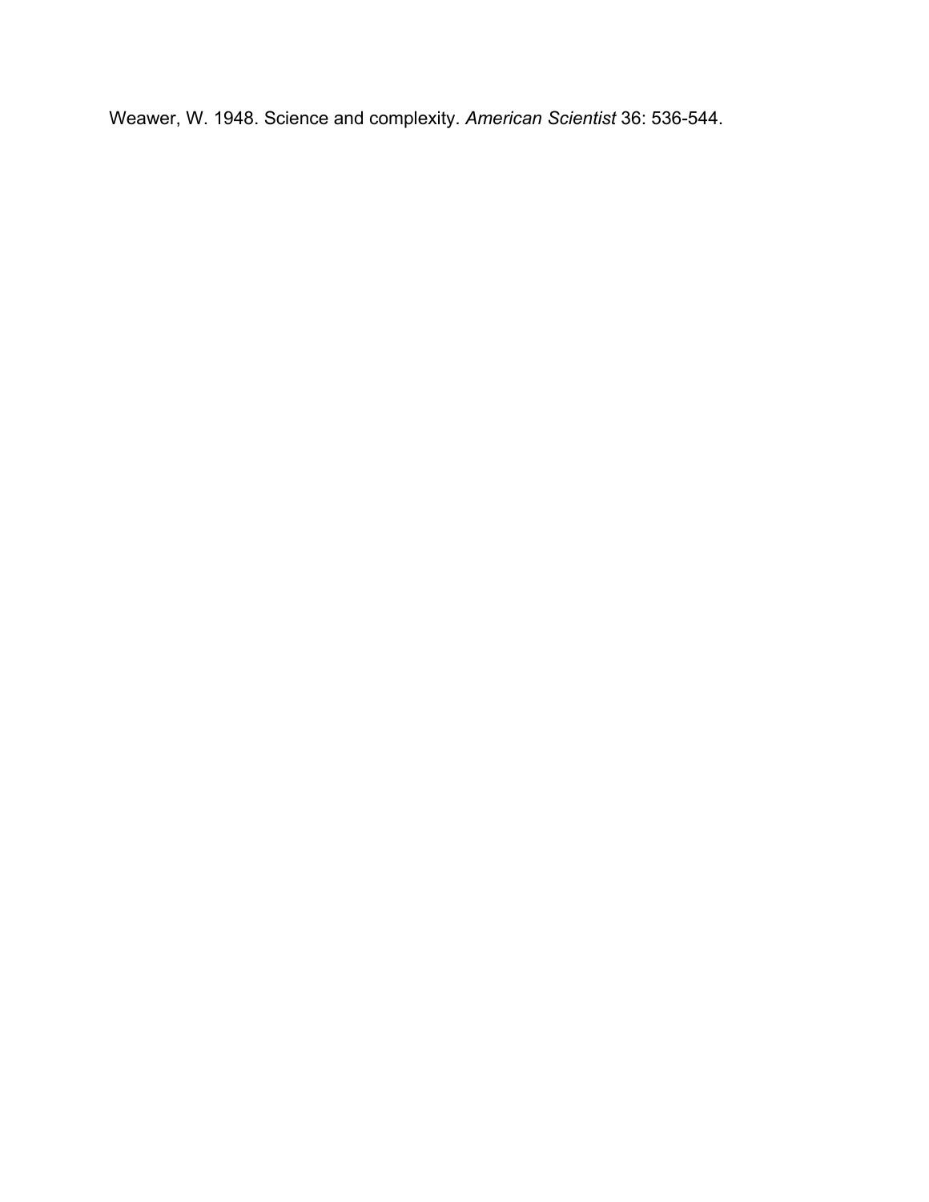Weawer, W. 1948. Science and complexity. *American Scientist* 36: 536-544.